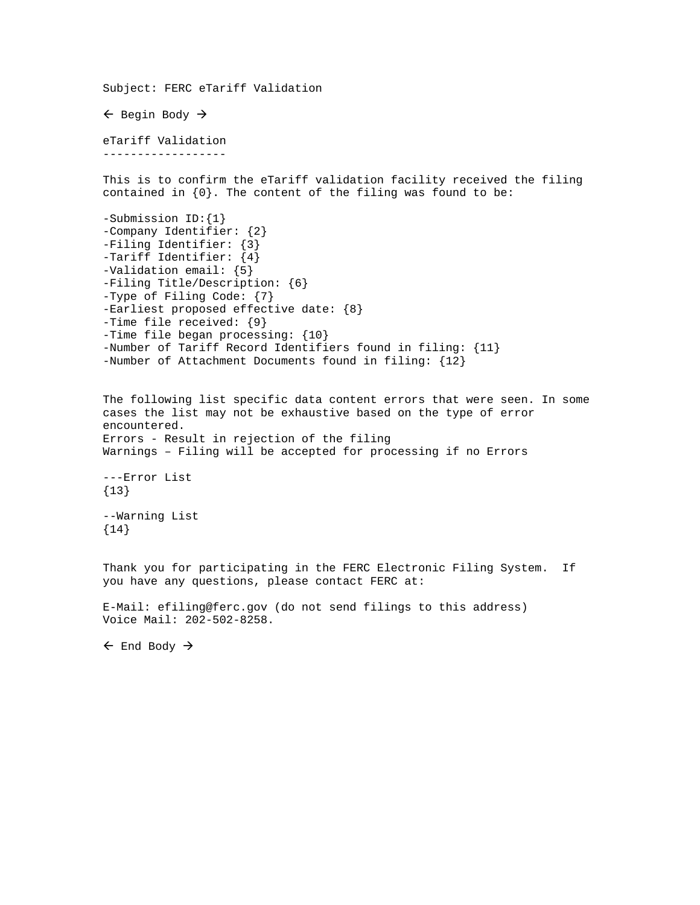Subject: FERC eTariff Validation

← Begin Body →

eTariff Validation
------------------

This is to confirm the eTariff validation facility received the filing contained in {0}. The content of the filing was found to be:

-Submission ID:{1}
-Company Identifier: {2}
-Filing Identifier: {3}
-Tariff Identifier: {4}
-Validation email: {5}
-Filing Title/Description: {6}
-Type of Filing Code: {7}
-Earliest proposed effective date: {8}
-Time file received: {9}
-Time file began processing: {10}
-Number of Tariff Record Identifiers found in filing: {11}
-Number of Attachment Documents found in filing: {12}

The following list specific data content errors that were seen. In some cases the list may not be exhaustive based on the type of error encountered.
Errors - Result in rejection of the filing
Warnings – Filing will be accepted for processing if no Errors

---Error List
{13}

--Warning List
{14}

Thank you for participating in the FERC Electronic Filing System. If you have any questions, please contact FERC at:

E-Mail: efiling@ferc.gov (do not send filings to this address)
Voice Mail: 202-502-8258.

← End Body →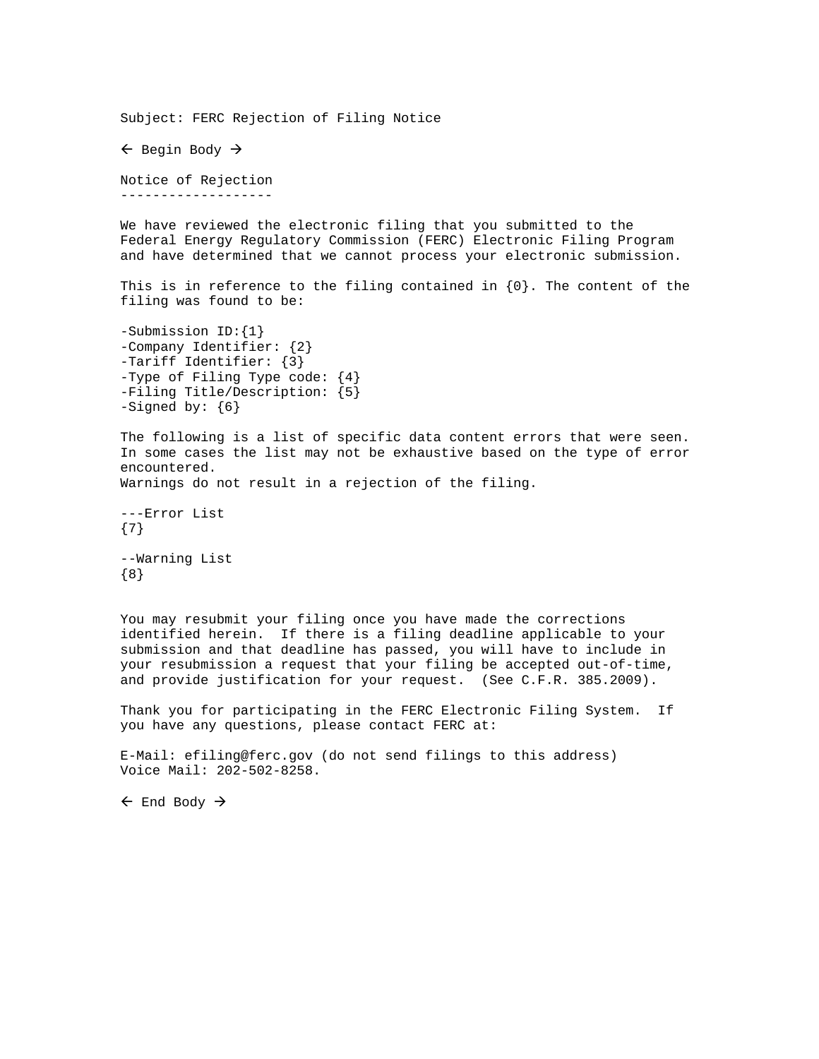Subject: FERC Rejection of Filing Notice

← Begin Body →

## Notice of Rejection

We have reviewed the electronic filing that you submitted to the Federal Energy Regulatory Commission (FERC) Electronic Filing Program and have determined that we cannot process your electronic submission.

This is in reference to the filing contained in {0}. The content of the filing was found to be:

-Submission ID:{1}
-Company Identifier: {2}
-Tariff Identifier: {3}
-Type of Filing Type code: {4}
-Filing Title/Description: {5}
-Signed by: {6}

The following is a list of specific data content errors that were seen. In some cases the list may not be exhaustive based on the type of error encountered.
Warnings do not result in a rejection of the filing.

---Error List
{7}

--Warning List
{8}

You may resubmit your filing once you have made the corrections identified herein. If there is a filing deadline applicable to your submission and that deadline has passed, you will have to include in your resubmission a request that your filing be accepted out-of-time, and provide justification for your request. (See C.F.R. 385.2009).

Thank you for participating in the FERC Electronic Filing System. If you have any questions, please contact FERC at:

E-Mail: efiling@ferc.gov (do not send filings to this address)
Voice Mail: 202-502-8258.

← End Body →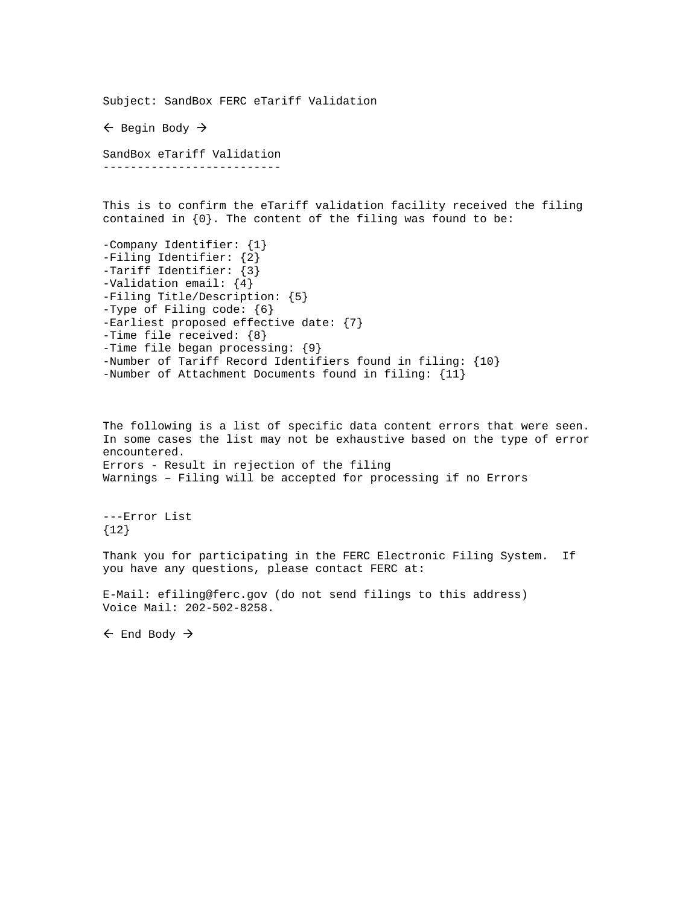Subject: SandBox FERC eTariff Validation

← Begin Body →

SandBox eTariff Validation
--------------------------

This is to confirm the eTariff validation facility received the filing contained in {0}. The content of the filing was found to be:

-Company Identifier: {1}
-Filing Identifier: {2}
-Tariff Identifier: {3}
-Validation email: {4}
-Filing Title/Description: {5}
-Type of Filing code: {6}
-Earliest proposed effective date: {7}
-Time file received: {8}
-Time file began processing: {9}
-Number of Tariff Record Identifiers found in filing: {10}
-Number of Attachment Documents found in filing: {11}

The following is a list of specific data content errors that were seen. In some cases the list may not be exhaustive based on the type of error encountered.
Errors - Result in rejection of the filing
Warnings – Filing will be accepted for processing if no Errors

---Error List
{12}

Thank you for participating in the FERC Electronic Filing System. If you have any questions, please contact FERC at:

E-Mail: efiling@ferc.gov (do not send filings to this address)
Voice Mail: 202-502-8258.

← End Body →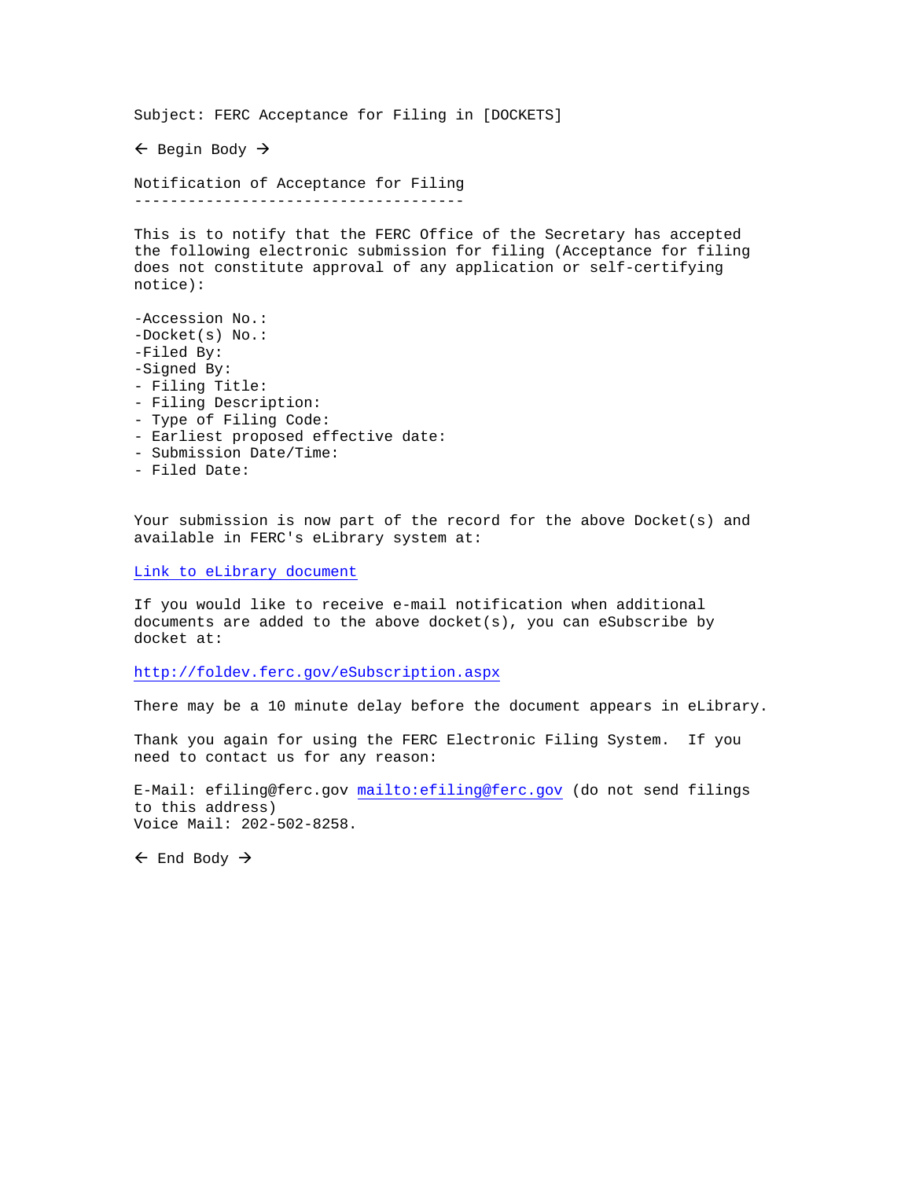Subject: FERC Acceptance for Filing in [DOCKETS]

← Begin Body →

Notification of Acceptance for Filing
-------------------------------------

This is to notify that the FERC Office of the Secretary has accepted the following electronic submission for filing (Acceptance for filing does not constitute approval of any application or self-certifying notice):

-Accession No.:
-Docket(s) No.:
-Filed By:
-Signed By:
- Filing Title:
- Filing Description:
- Type of Filing Code:
- Earliest proposed effective date:
- Submission Date/Time:
- Filed Date:

Your submission is now part of the record for the above Docket(s) and available in FERC's eLibrary system at:

Link to eLibrary document

If you would like to receive e-mail notification when additional documents are added to the above docket(s), you can eSubscribe by docket at:

http://foldev.ferc.gov/eSubscription.aspx

There may be a 10 minute delay before the document appears in eLibrary.

Thank you again for using the FERC Electronic Filing System. If you need to contact us for any reason:

E-Mail: efiling@ferc.gov mailto:efiling@ferc.gov (do not send filings to this address)
Voice Mail: 202-502-8258.

← End Body →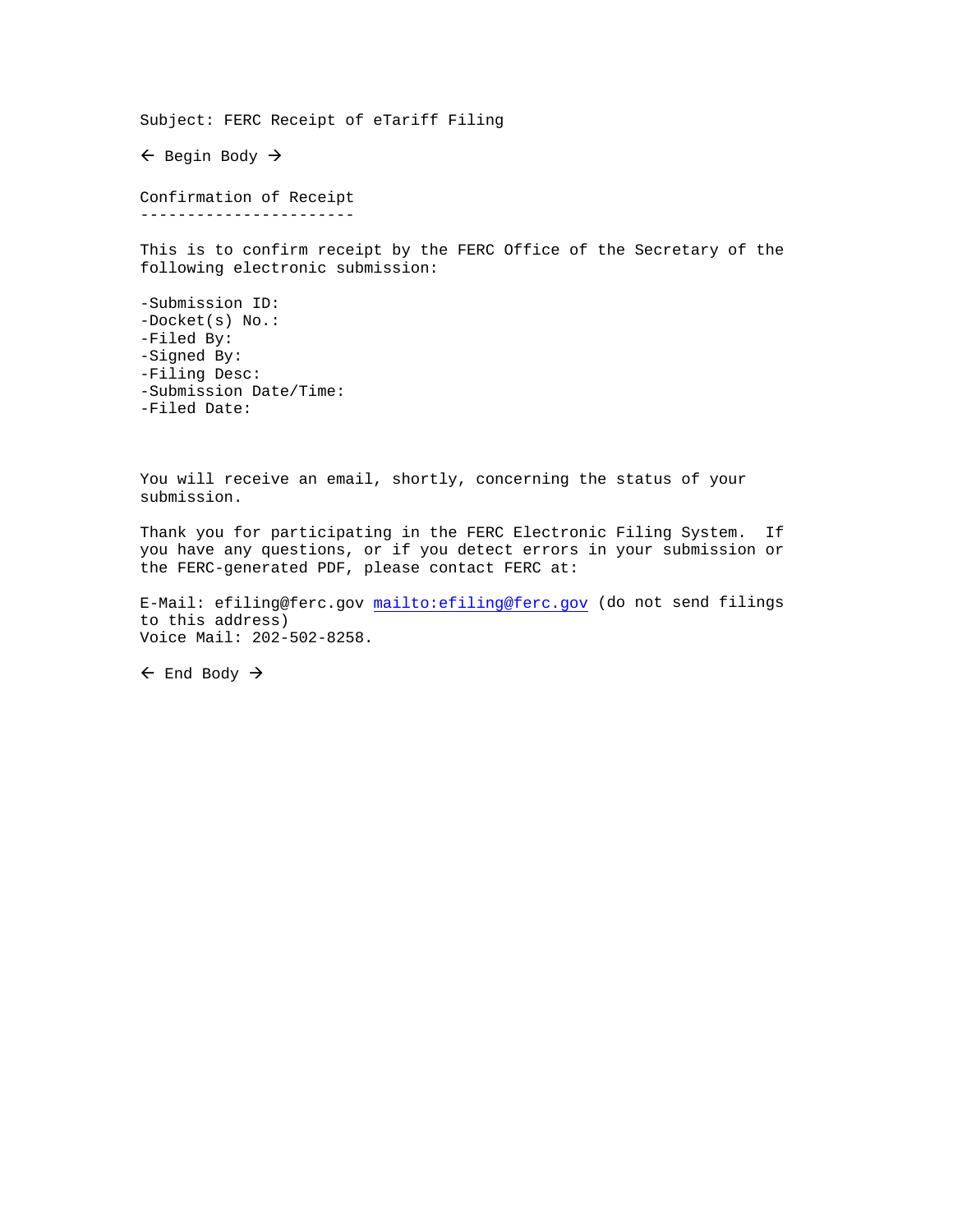Subject: FERC Receipt of eTariff Filing

← Begin Body →

Confirmation of Receipt
-----------------------

This is to confirm receipt by the FERC Office of the Secretary of the following electronic submission:

-Submission ID:
-Docket(s) No.:
-Filed By:
-Signed By:
-Filing Desc:
-Submission Date/Time:
-Filed Date:

You will receive an email, shortly, concerning the status of your submission.

Thank you for participating in the FERC Electronic Filing System. If you have any questions, or if you detect errors in your submission or the FERC-generated PDF, please contact FERC at:

E-Mail: efiling@ferc.gov mailto:efiling@ferc.gov (do not send filings to this address)
Voice Mail: 202-502-8258.

← End Body →